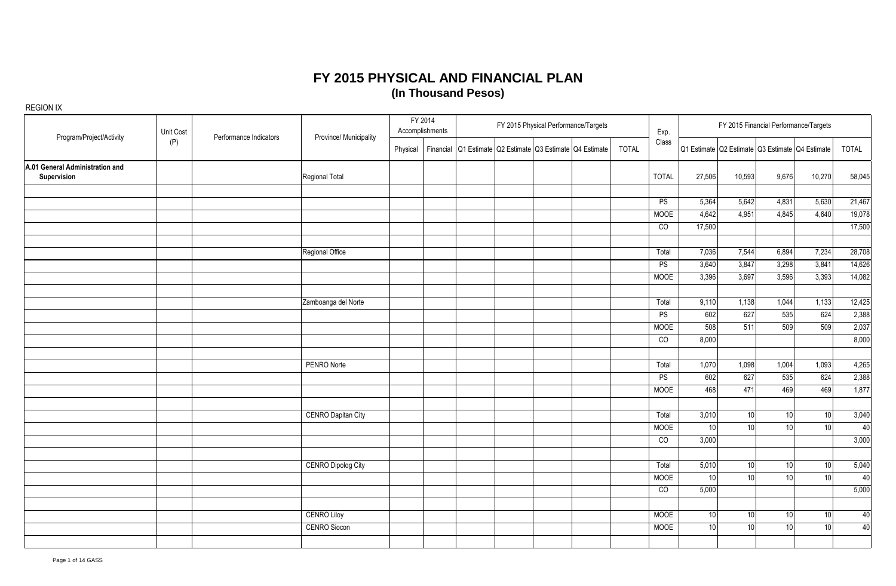# FY 2015 PHYSICAL AND FINANCIAL PLAN
## (In Thousand Pesos)

REGION IX

| Program/Project/Activity | Unit Cost (P) | Performance Indicators | Province/ Municipality | FY 2014 Accomplishments | | FY 2015 Physical Performance/Targets | | | | | Exp. Class | FY 2015 Financial Performance/Targets | | | | |
|---|---|---|---|---|---|---|---|---|---|---|---|---|---|---|---|---|
| | | | | Physical | Financial | Q1 Estimate | Q2 Estimate | Q3 Estimate | Q4 Estimate | TOTAL | | Q1 Estimate | Q2 Estimate | Q3 Estimate | Q4 Estimate | TOTAL |
| **A.01 General Administration and Supervision** | | | Regional Total | | | | | | | | TOTAL | 27,506 | 10,593 | 9,676 | 10,270 | 58,045 |
| | | | | | | | | | | | | | | | | |
| | | | | | | | | | | | PS | 5,364 | 5,642 | 4,831 | 5,630 | 21,467 |
| | | | | | | | | | | | MOOE | 4,642 | 4,951 | 4,845 | 4,640 | 19,078 |
| | | | | | | | | | | | CO | 17,500 | | | | 17,500 |
| | | | | | | | | | | | | | | | | |
| | | | Regional Office | | | | | | | | Total | 7,036 | 7,544 | 6,894 | 7,234 | 28,708 |
| | | | | | | | | | | | PS | 3,640 | 3,847 | 3,298 | 3,841 | 14,626 |
| | | | | | | | | | | | MOOE | 3,396 | 3,697 | 3,596 | 3,393 | 14,082 |
| | | | | | | | | | | | | | | | | |
| | | | Zamboanga del Norte | | | | | | | | Total | 9,110 | 1,138 | 1,044 | 1,133 | 12,425 |
| | | | | | | | | | | | PS | 602 | 627 | 535 | 624 | 2,388 |
| | | | | | | | | | | | MOOE | 508 | 511 | 509 | 509 | 2,037 |
| | | | | | | | | | | | CO | 8,000 | | | | 8,000 |
| | | | | | | | | | | | | | | | | |
| | | | PENRO Norte | | | | | | | | Total | 1,070 | 1,098 | 1,004 | 1,093 | 4,265 |
| | | | | | | | | | | | PS | 602 | 627 | 535 | 624 | 2,388 |
| | | | | | | | | | | | MOOE | 468 | 471 | 469 | 469 | 1,877 |
| | | | | | | | | | | | | | | | | |
| | | | CENRO Dapitan City | | | | | | | | Total | 3,010 | 10 | 10 | 10 | 3,040 |
| | | | | | | | | | | | MOOE | 10 | 10 | 10 | 10 | 40 |
| | | | | | | | | | | | CO | 3,000 | | | | 3,000 |
| | | | | | | | | | | | | | | | | |
| | | | CENRO Dipolog City | | | | | | | | Total | 5,010 | 10 | 10 | 10 | 5,040 |
| | | | | | | | | | | | MOOE | 10 | 10 | 10 | 10 | 40 |
| | | | | | | | | | | | CO | 5,000 | | | | 5,000 |
| | | | | | | | | | | | | | | | | |
| | | | CENRO Liloy | | | | | | | | MOOE | 10 | 10 | 10 | 10 | 40 |
| | | | CENRO Siocon | | | | | | | | MOOE | 10 | 10 | 10 | 10 | 40 |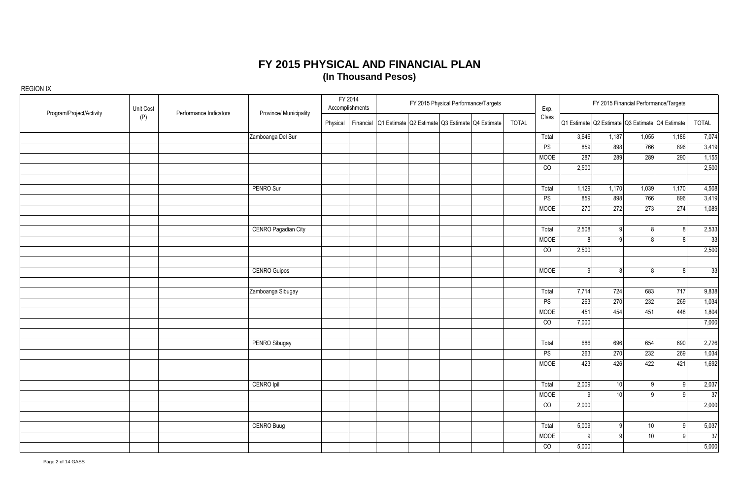# FY 2015 PHYSICAL AND FINANCIAL PLAN
## (In Thousand Pesos)

REGION IX

| Program/Project/Activity | Unit Cost (P) | Performance Indicators | Province/ Municipality | FY 2014 Accomplishments | | FY 2015 Physical Performance/Targets | | | | | Exp. Class | FY 2015 Financial Performance/Targets | | | | |
|---|---|---|---|---|---|---|---|---|---|---|---|---|---|---|---|---|
| | | | | Physical | Financial | Q1 Estimate | Q2 Estimate | Q3 Estimate | Q4 Estimate | TOTAL | | Q1 Estimate | Q2 Estimate | Q3 Estimate | Q4 Estimate | TOTAL |
| | | | Zamboanga Del Sur | | | | | | | | Total | 3,646 | 1,187 | 1,055 | 1,186 | 7,074 |
| | | | | | | | | | | | PS | 859 | 898 | 766 | 896 | 3,419 |
| | | | | | | | | | | | MOOE | 287 | 289 | 289 | 290 | 1,155 |
| | | | | | | | | | | | CO | 2,500 | | | | 2,500 |
| | | | | | | | | | | | | | | | | |
| | | | PENRO Sur | | | | | | | | Total | 1,129 | 1,170 | 1,039 | 1,170 | 4,508 |
| | | | | | | | | | | | PS | 859 | 898 | 766 | 896 | 3,419 |
| | | | | | | | | | | | MOOE | 270 | 272 | 273 | 274 | 1,089 |
| | | | | | | | | | | | | | | | | |
| | | | CENRO Pagadian City | | | | | | | | Total | 2,508 | 9 | 8 | 8 | 2,533 |
| | | | | | | | | | | | MOOE | 8 | 9 | 8 | 8 | 33 |
| | | | | | | | | | | | CO | 2,500 | | | | 2,500 |
| | | | | | | | | | | | | | | | | |
| | | | CENRO Guipos | | | | | | | | MOOE | 9 | 8 | 8 | 8 | 33 |
| | | | | | | | | | | | | | | | | |
| | | | Zamboanga Sibugay | | | | | | | | Total | 7,714 | 724 | 683 | 717 | 9,838 |
| | | | | | | | | | | | PS | 263 | 270 | 232 | 269 | 1,034 |
| | | | | | | | | | | | MOOE | 451 | 454 | 451 | 448 | 1,804 |
| | | | | | | | | | | | CO | 7,000 | | | | 7,000 |
| | | | | | | | | | | | | | | | | |
| | | | PENRO Sibugay | | | | | | | | Total | 686 | 696 | 654 | 690 | 2,726 |
| | | | | | | | | | | | PS | 263 | 270 | 232 | 269 | 1,034 |
| | | | | | | | | | | | MOOE | 423 | 426 | 422 | 421 | 1,692 |
| | | | | | | | | | | | | | | | | |
| | | | CENRO Ipil | | | | | | | | Total | 2,009 | 10 | 9 | 9 | 2,037 |
| | | | | | | | | | | | MOOE | 9 | 10 | 9 | 9 | 37 |
| | | | | | | | | | | | CO | 2,000 | | | | 2,000 |
| | | | | | | | | | | | | | | | | |
| | | | CENRO Buug | | | | | | | | Total | 5,009 | 9 | 10 | 9 | 5,037 |
| | | | | | | | | | | | MOOE | 9 | 9 | 10 | 9 | 37 |
| | | | | | | | | | | | CO | 5,000 | | | | 5,000 |

GASS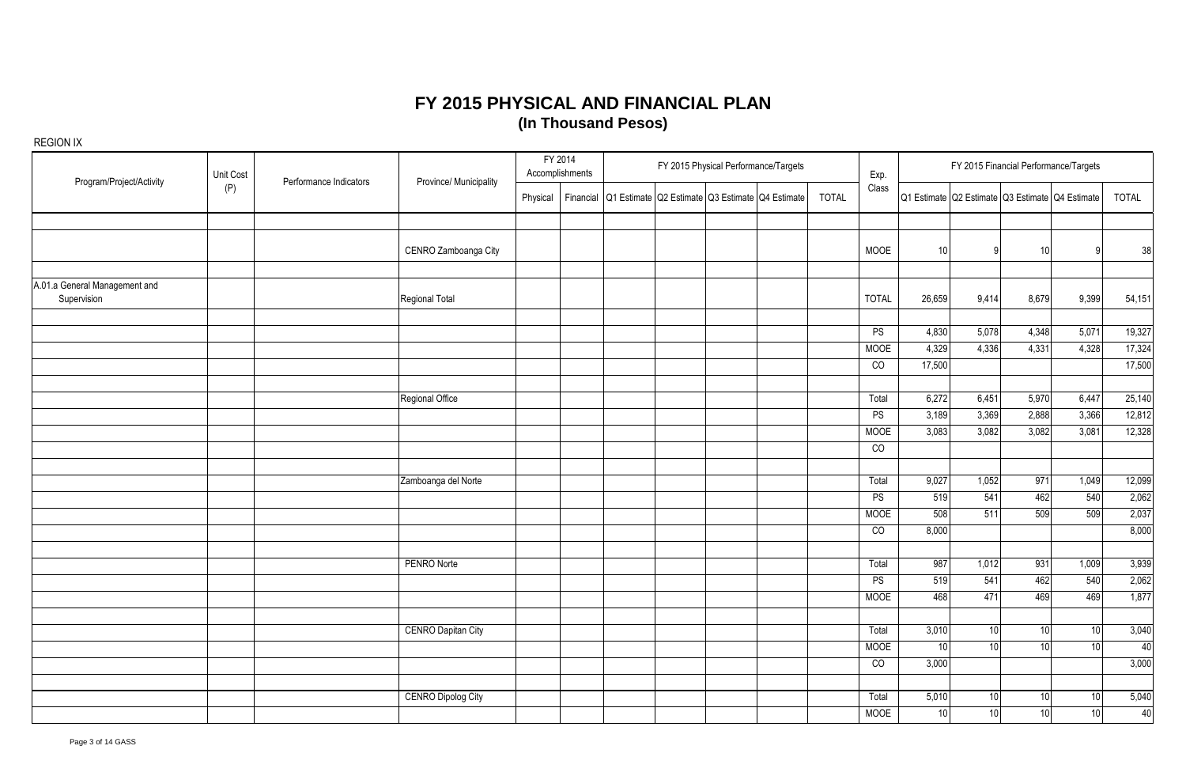# FY 2015 PHYSICAL AND FINANCIAL PLAN
## (In Thousand Pesos)

REGION IX

| Program/Project/Activity | Unit Cost (P) | Performance Indicators | Province/ Municipality | FY 2014 Accomplishments | | FY 2015 Physical Performance/Targets | | | | | Exp. Class | FY 2015 Financial Performance/Targets | | | | |
|---|---|---|---|---|---|---|---|---|---|---|---|---|---|---|---|---|
| | | | | Physical | Financial | Q1 Estimate | Q2 Estimate | Q3 Estimate | Q4 Estimate | TOTAL | | Q1 Estimate | Q2 Estimate | Q3 Estimate | Q4 Estimate | TOTAL |
| | | | CENRO Zamboanga City | | | | | | | | MOOE | 10 | 9 | 10 | 9 | 38 |
| A.01.a General Management and Supervision | | | Regional Total | | | | | | | | TOTAL | 26,659 | 9,414 | 8,679 | 9,399 | 54,151 |
| | | | | | | | | | | | PS | 4,830 | 5,078 | 4,348 | 5,071 | 19,327 |
| | | | | | | | | | | | MOOE | 4,329 | 4,336 | 4,331 | 4,328 | 17,324 |
| | | | | | | | | | | | CO | 17,500 | | | | 17,500 |
| | | | Regional Office | | | | | | | | Total | 6,272 | 6,451 | 5,970 | 6,447 | 25,140 |
| | | | | | | | | | | | PS | 3,189 | 3,369 | 2,888 | 3,366 | 12,812 |
| | | | | | | | | | | | MOOE | 3,083 | 3,082 | 3,082 | 3,081 | 12,328 |
| | | | | | | | | | | | CO | | | | | |
| | | | Zamboanga del Norte | | | | | | | | Total | 9,027 | 1,052 | 971 | 1,049 | 12,099 |
| | | | | | | | | | | | PS | 519 | 541 | 462 | 540 | 2,062 |
| | | | | | | | | | | | MOOE | 508 | 511 | 509 | 509 | 2,037 |
| | | | | | | | | | | | CO | 8,000 | | | | 8,000 |
| | | | PENRO Norte | | | | | | | | Total | 987 | 1,012 | 931 | 1,009 | 3,939 |
| | | | | | | | | | | | PS | 519 | 541 | 462 | 540 | 2,062 |
| | | | | | | | | | | | MOOE | 468 | 471 | 469 | 469 | 1,877 |
| | | | CENRO Dapitan City | | | | | | | | Total | 3,010 | 10 | 10 | 10 | 3,040 |
| | | | | | | | | | | | MOOE | 10 | 10 | 10 | 10 | 40 |
| | | | | | | | | | | | CO | 3,000 | | | | 3,000 |
| | | | CENRO Dipolog City | | | | | | | | Total | 5,010 | 10 | 10 | 10 | 5,040 |
| | | | | | | | | | | | MOOE | 10 | 10 | 10 | 10 | 40 |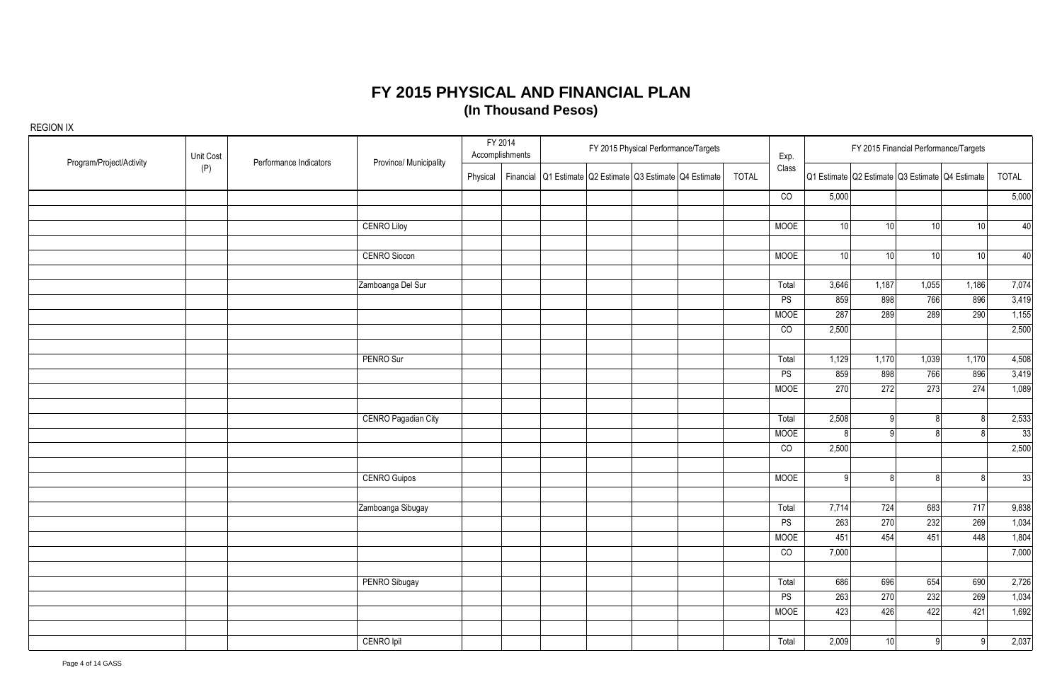# FY 2015 PHYSICAL AND FINANCIAL PLAN
## (In Thousand Pesos)

REGION IX

| Program/Project/Activity | Unit Cost (P) | Performance Indicators | Province/ Municipality | FY 2014 Accomplishments | | FY 2015 Physical Performance/Targets | | | | | Exp. Class | FY 2015 Financial Performance/Targets | | | | |
|---|---|---|---|---|---|---|---|---|---|---|---|---|---|---|---|---|
| | | | | Physical | Financial | Q1 Estimate | Q2 Estimate | Q3 Estimate | Q4 Estimate | TOTAL | | Q1 Estimate | Q2 Estimate | Q3 Estimate | Q4 Estimate | TOTAL |
| | | | | | | | | | | | CO | 5,000 | | | | 5,000 |
| | | | | | | | | | | | | | | | | |
| | | | CENRO Liloy | | | | | | | | MOOE | 10 | 10 | 10 | 10 | 40 |
| | | | | | | | | | | | | | | | | |
| | | | CENRO Siocon | | | | | | | | MOOE | 10 | 10 | 10 | 10 | 40 |
| | | | | | | | | | | | | | | | | |
| | | | Zamboanga Del Sur | | | | | | | | Total | 3,646 | 1,187 | 1,055 | 1,186 | 7,074 |
| | | | | | | | | | | | PS | 859 | 898 | 766 | 896 | 3,419 |
| | | | | | | | | | | | MOOE | 287 | 289 | 289 | 290 | 1,155 |
| | | | | | | | | | | | CO | 2,500 | | | | 2,500 |
| | | | | | | | | | | | | | | | | |
| | | | PENRO Sur | | | | | | | | Total | 1,129 | 1,170 | 1,039 | 1,170 | 4,508 |
| | | | | | | | | | | | PS | 859 | 898 | 766 | 896 | 3,419 |
| | | | | | | | | | | | MOOE | 270 | 272 | 273 | 274 | 1,089 |
| | | | | | | | | | | | | | | | | |
| | | | CENRO Pagadian City | | | | | | | | Total | 2,508 | 9 | 8 | 8 | 2,533 |
| | | | | | | | | | | | MOOE | 8 | 9 | 8 | 8 | 33 |
| | | | | | | | | | | | CO | 2,500 | | | | 2,500 |
| | | | | | | | | | | | | | | | | |
| | | | CENRO Guipos | | | | | | | | MOOE | 9 | 8 | 8 | 8 | 33 |
| | | | | | | | | | | | | | | | | |
| | | | Zamboanga Sibugay | | | | | | | | Total | 7,714 | 724 | 683 | 717 | 9,838 |
| | | | | | | | | | | | PS | 263 | 270 | 232 | 269 | 1,034 |
| | | | | | | | | | | | MOOE | 451 | 454 | 451 | 448 | 1,804 |
| | | | | | | | | | | | CO | 7,000 | | | | 7,000 |
| | | | | | | | | | | | | | | | | |
| | | | PENRO Sibugay | | | | | | | | Total | 686 | 696 | 654 | 690 | 2,726 |
| | | | | | | | | | | | PS | 263 | 270 | 232 | 269 | 1,034 |
| | | | | | | | | | | | MOOE | 423 | 426 | 422 | 421 | 1,692 |
| | | | | | | | | | | | | | | | | |
| | | | CENRO Ipil | | | | | | | | Total | 2,009 | 10 | 9 | 9 | 2,037 |

GASS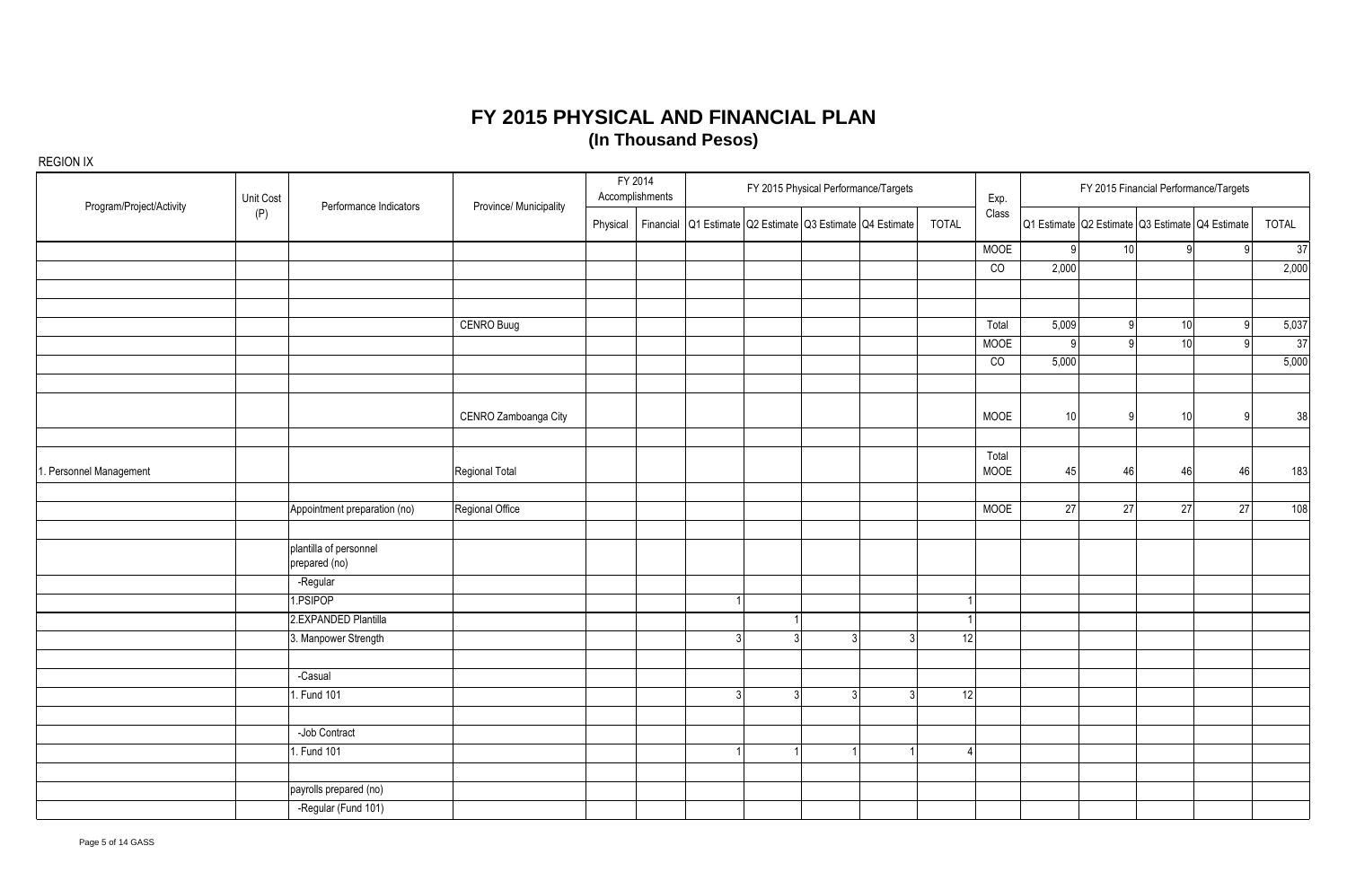# FY 2015 PHYSICAL AND FINANCIAL PLAN
## (In Thousand Pesos)

REGION IX

| Program/Project/Activity | Unit Cost (P) | Performance Indicators | Province/ Municipality | FY 2014 Accomplishments | | FY 2015 Physical Performance/Targets | | | | | Exp. Class | FY 2015 Financial Performance/Targets | | | | |
|---|---|---|---|---|---|---|---|---|---|---|---|---|---|---|---|---|
| | | | | Physical | Financial | Q1 Estimate | Q2 Estimate | Q3 Estimate | Q4 Estimate | TOTAL | | Q1 Estimate | Q2 Estimate | Q3 Estimate | Q4 Estimate | TOTAL |
| | | | | | | | | | | | MOOE | 9 | 10 | 9 | 9 | 37 |
| | | | | | | | | | | | CO | 2,000 | | | | 2,000 |
| | | | | | | | | | | | | | | | | |
| | | | | | | | | | | | | | | | | |
| | | | CENRO Buug | | | | | | | | Total | 5,009 | 9 | 10 | 9 | 5,037 |
| | | | | | | | | | | | MOOE | 9 | 9 | 10 | 9 | 37 |
| | | | | | | | | | | | CO | 5,000 | | | | 5,000 |
| | | | | | | | | | | | | | | | | |
| | | | CENRO Zamboanga City | | | | | | | | MOOE | 10 | 9 | 10 | 9 | 38 |
| | | | | | | | | | | | | | | | | |
| 1. Personnel Management | | | Regional Total | | | | | | | | Total MOOE | 45 | 46 | 46 | 46 | 183 |
| | | | | | | | | | | | | | | | | |
| | | Appointment preparation (no) | Regional Office | | | | | | | | MOOE | 27 | 27 | 27 | 27 | 108 |
| | | | | | | | | | | | | | | | | |
| | | plantilla of personnel prepared (no) | | | | | | | | | | | | | | |
| | | -Regular | | | | | | | | | | | | | | |
| | | 1.PSIPOP | | | | 1 | | | | 1 | | | | | | |
| | | 2.EXPANDED Plantilla | | | | | 1 | | | 1 | | | | | | |
| | | 3. Manpower Strength | | | | 3 | 3 | 3 | 3 | 12 | | | | | | |
| | | | | | | | | | | | | | | | | |
| | | -Casual | | | | | | | | | | | | | | |
| | | 1. Fund 101 | | | | 3 | 3 | 3 | 3 | 12 | | | | | | |
| | | | | | | | | | | | | | | | | |
| | | -Job Contract | | | | | | | | | | | | | | |
| | | 1. Fund 101 | | | | 1 | 1 | 1 | 1 | 4 | | | | | | |
| | | | | | | | | | | | | | | | | |
| | | payrolls prepared (no) | | | | | | | | | | | | | | |
| | | -Regular (Fund 101) | | | | | | | | | | | | | | |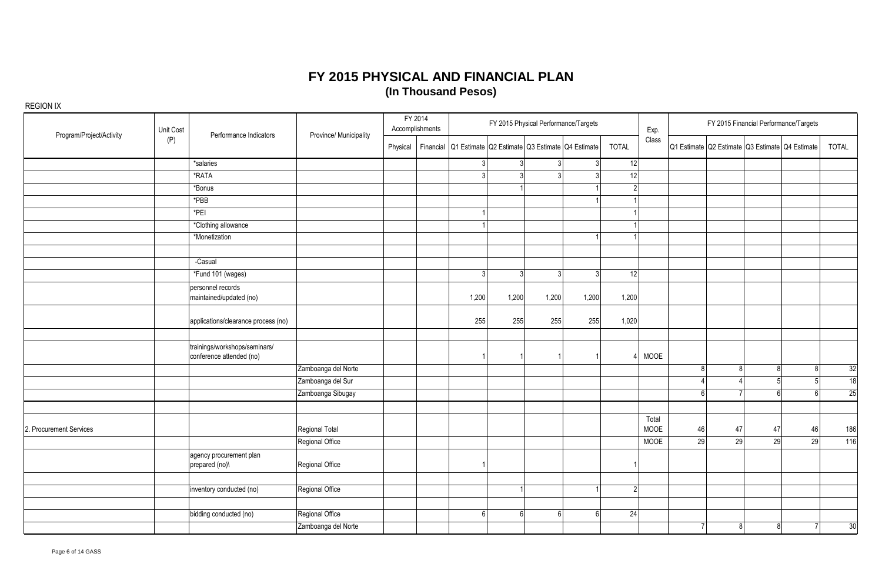# FY 2015 PHYSICAL AND FINANCIAL PLAN

## (In Thousand Pesos)

REGION IX

| Program/Project/Activity | Unit Cost (P) | Performance Indicators | Province/ Municipality | FY 2014 Accomplishments | | FY 2015 Physical Performance/Targets | | | | | Exp. Class | FY 2015 Financial Performance/Targets | | | | |
|---|---|---|---|---|---|---|---|---|---|---|---|---|---|---|---|---|
| | | | | Physical | Financial | Q1 Estimate | Q2 Estimate | Q3 Estimate | Q4 Estimate | TOTAL | | Q1 Estimate | Q2 Estimate | Q3 Estimate | Q4 Estimate | TOTAL |
| | | *salaries | | | | 3 | 3 | 3 | 3 | 12 | | | | | | |
| | | *RATA | | | | 3 | 3 | 3 | 3 | 12 | | | | | | |
| | | *Bonus | | | | | 1 | | 1 | 2 | | | | | | |
| | | *PBB | | | | | | | 1 | 1 | | | | | | |
| | | *PEI | | | | 1 | | | | 1 | | | | | | |
| | | *Clothing allowance | | | | 1 | | | | 1 | | | | | | |
| | | *Monetization | | | | | | | 1 | 1 | | | | | | |
| | | | | | | | | | | | | | | | | |
| | | -Casual | | | | | | | | | | | | | | |
| | | *Fund 101 (wages) | | | | 3 | 3 | 3 | 3 | 12 | | | | | | |
| | | personnel records maintained/updated (no) | | | | 1,200 | 1,200 | 1,200 | 1,200 | 1,200 | | | | | | |
| | | applications/clearance process (no) | | | | 255 | 255 | 255 | 255 | 1,020 | | | | | | |
| | | | | | | | | | | | | | | | | |
| | | trainings/workshops/seminars/ conference attended (no) | | | | 1 | 1 | 1 | 1 | 4 | MOOE | | | | | |
| | | | Zamboanga del Norte | | | | | | | | | 8 | 8 | 8 | 8 | 32 |
| | | | Zamboanga del Sur | | | | | | | | | 4 | 4 | 5 | 5 | 18 |
| | | | Zamboanga Sibugay | | | | | | | | | 6 | 7 | 6 | 6 | 25 |
| | | | | | | | | | | | | | | | | |
| 2. Procurement Services | | | Regional Total | | | | | | | | Total MOOE | 46 | 47 | 47 | 46 | 186 |
| | | | Regional Office | | | | | | | | MOOE | 29 | 29 | 29 | 29 | 116 |
| | | agency procurement plan prepared (no)\ | Regional Office | | | 1 | | | | 1 | | | | | | |
| | | | | | | | | | | | | | | | | |
| | | inventory conducted (no) | Regional Office | | | | 1 | | 1 | 2 | | | | | | |
| | | | | | | | | | | | | | | | | |
| | | bidding conducted (no) | Regional Office | | | 6 | 6 | 6 | 6 | 24 | | | | | | |
| | | | Zamboanga del Norte | | | | | | | | | 7 | 8 | 8 | 7 | 30 |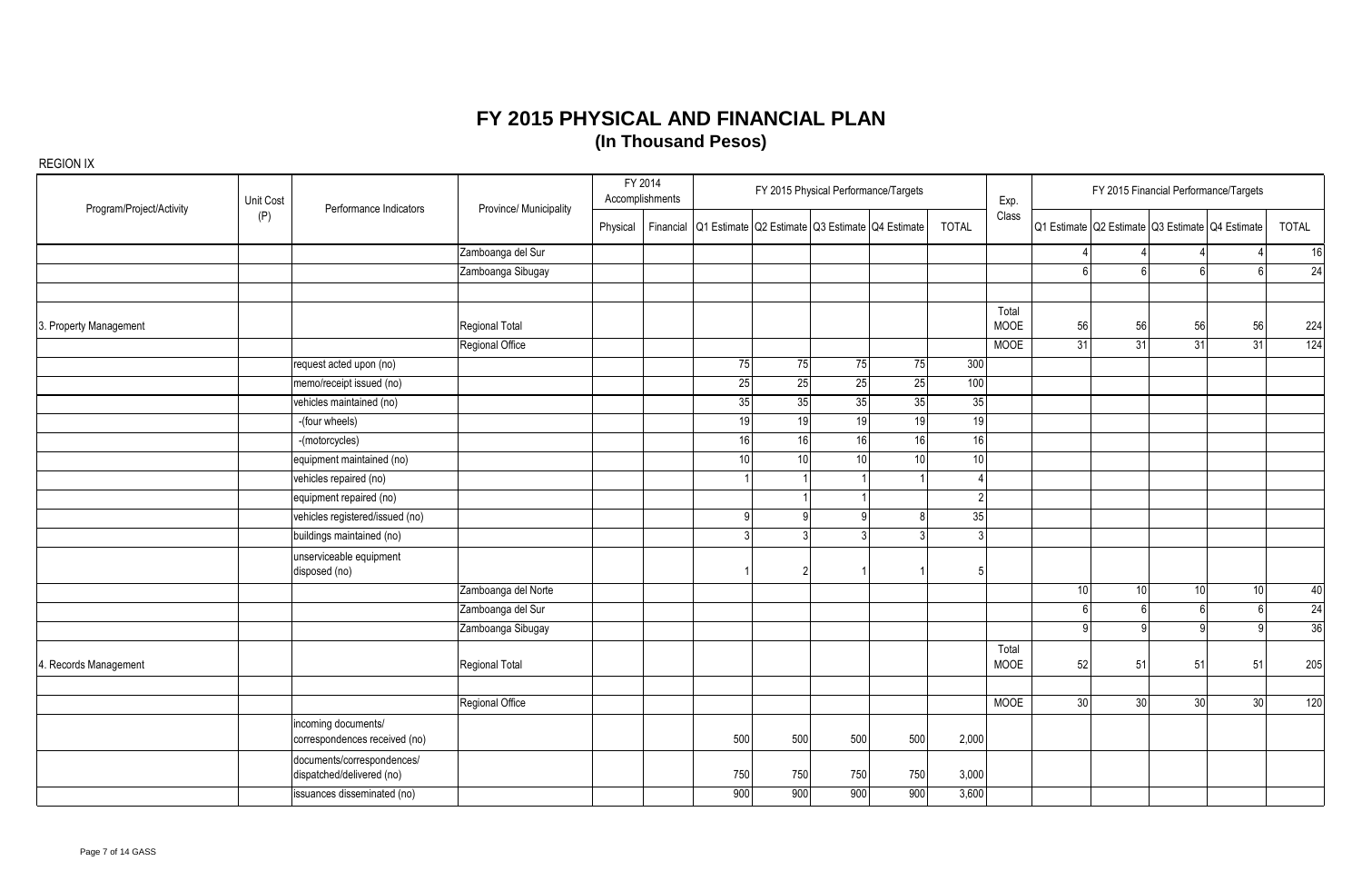# FY 2015 PHYSICAL AND FINANCIAL PLAN

## (In Thousand Pesos)

REGION IX

| Program/Project/Activity | Unit Cost (P) | Performance Indicators | Province/ Municipality | FY 2014 Accomplishments | | FY 2015 Physical Performance/Targets | | | | | Exp. Class | FY 2015 Financial Performance/Targets | | | | |
|---|---|---|---|---|---|---|---|---|---|---|---|---|---|---|---|---|
| | | | | Physical | Financial | Q1 Estimate | Q2 Estimate | Q3 Estimate | Q4 Estimate | TOTAL | | Q1 Estimate | Q2 Estimate | Q3 Estimate | Q4 Estimate | TOTAL |
| | | | Zamboanga del Sur | | | | | | | | | 4 | 4 | 4 | 4 | 16 |
| | | | Zamboanga Sibugay | | | | | | | | | 6 | 6 | 6 | 6 | 24 |
| | | | | | | | | | | | | | | | | |
| 3. Property Management | | | Regional Total | | | | | | | | Total MOOE | 56 | 56 | 56 | 56 | 224 |
| | | | Regional Office | | | | | | | | MOOE | 31 | 31 | 31 | 31 | 124 |
| | | request acted upon (no) | | | | 75 | 75 | 75 | 75 | 300 | | | | | | |
| | | memo/receipt issued (no) | | | | 25 | 25 | 25 | 25 | 100 | | | | | | |
| | | vehicles maintained (no) | | | | 35 | 35 | 35 | 35 | 35 | | | | | | |
| | | -(four wheels) | | | | 19 | 19 | 19 | 19 | 19 | | | | | | |
| | | -(motorcycles) | | | | 16 | 16 | 16 | 16 | 16 | | | | | | |
| | | equipment maintained (no) | | | | 10 | 10 | 10 | 10 | 10 | | | | | | |
| | | vehicles repaired (no) | | | | 1 | 1 | 1 | 1 | 4 | | | | | | |
| | | equipment repaired (no) | | | | | 1 | 1 | | 2 | | | | | | |
| | | vehicles registered/issued (no) | | | | 9 | 9 | 9 | 8 | 35 | | | | | | |
| | | buildings maintained (no) | | | | 3 | 3 | 3 | 3 | 3 | | | | | | |
| | | unserviceable equipment disposed (no) | | | | 1 | 2 | 1 | 1 | 5 | | | | | | |
| | | | Zamboanga del Norte | | | | | | | | | 10 | 10 | 10 | 10 | 40 |
| | | | Zamboanga del Sur | | | | | | | | | 6 | 6 | 6 | 6 | 24 |
| | | | Zamboanga Sibugay | | | | | | | | | 9 | 9 | 9 | 9 | 36 |
| 4. Records Management | | | Regional Total | | | | | | | | Total MOOE | 52 | 51 | 51 | 51 | 205 |
| | | | | | | | | | | | | | | | | |
| | | | Regional Office | | | | | | | | MOOE | 30 | 30 | 30 | 30 | 120 |
| | | incoming documents/ correspondences received (no) | | | | 500 | 500 | 500 | 500 | 2,000 | | | | | | |
| | | documents/correspondences/ dispatched/delivered (no) | | | | 750 | 750 | 750 | 750 | 3,000 | | | | | | |
| | | issuances disseminated (no) | | | | 900 | 900 | 900 | 900 | 3,600 | | | | | | |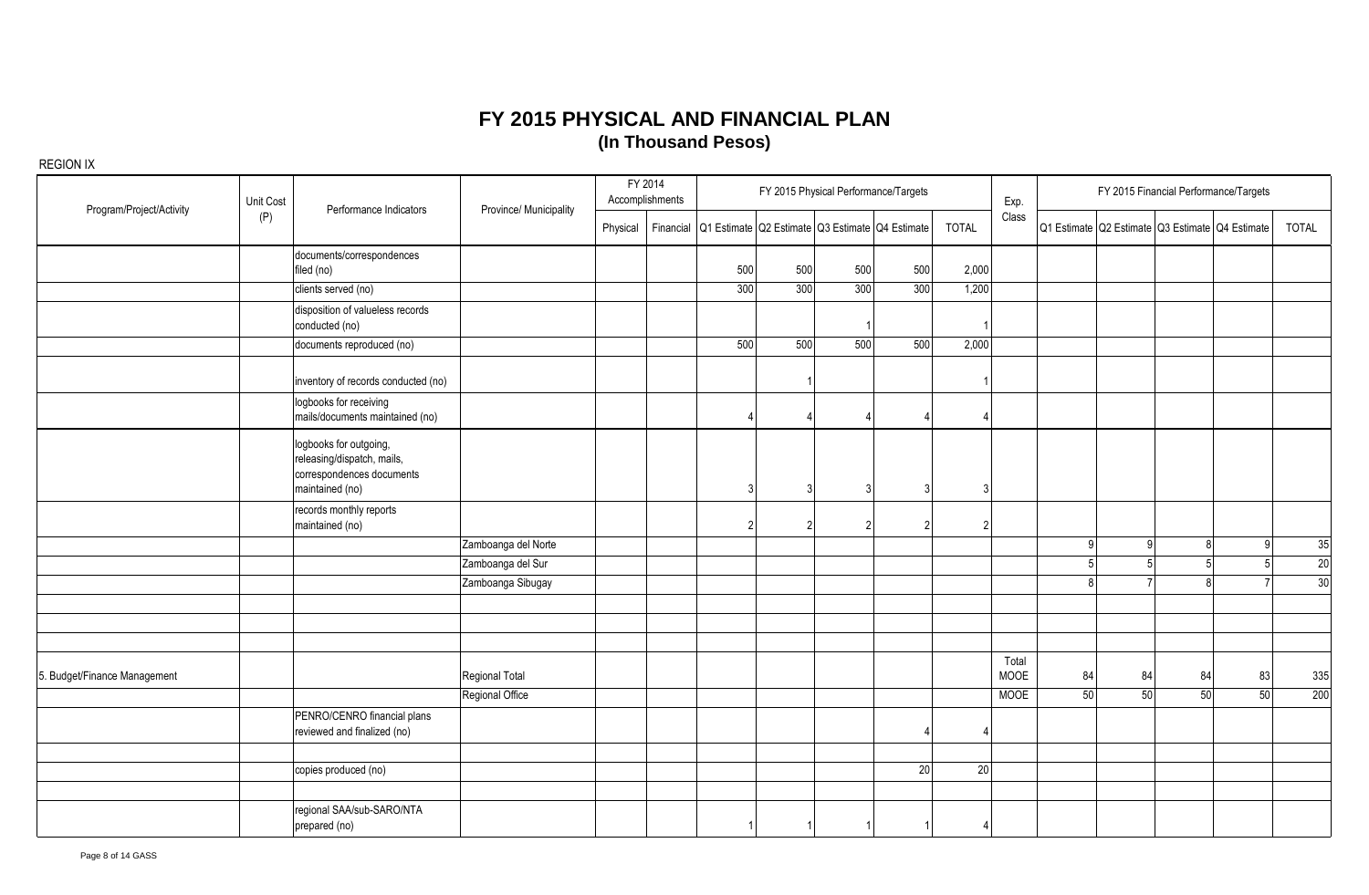# FY 2015 PHYSICAL AND FINANCIAL PLAN
## (In Thousand Pesos)

REGION IX

| Program/Project/Activity | Unit Cost (P) | Performance Indicators | Province/ Municipality | FY 2014 Accomplishments | | FY 2015 Physical Performance/Targets | | | | | Exp. Class | FY 2015 Financial Performance/Targets | | | | |
|---|---|---|---|---|---|---|---|---|---|---|---|---|---|---|---|---|
| | | | | Physical | Financial | Q1 Estimate | Q2 Estimate | Q3 Estimate | Q4 Estimate | TOTAL | | Q1 Estimate | Q2 Estimate | Q3 Estimate | Q4 Estimate | TOTAL |
| | | documents/correspondences filed (no) | | | | 500 | 500 | 500 | 500 | 2,000 | | | | | | |
| | | clients served (no) | | | | 300 | 300 | 300 | 300 | 1,200 | | | | | | |
| | | disposition of valueless records conducted (no) | | | | | | 1 | | 1 | | | | | | |
| | | documents reproduced (no) | | | | 500 | 500 | 500 | 500 | 2,000 | | | | | | |
| | | inventory of records conducted (no) | | | | | 1 | | | 1 | | | | | | |
| | | logbooks for receiving mails/documents maintained (no) | | | | 4 | 4 | 4 | 4 | 4 | | | | | | |
| | | logbooks for outgoing, releasing/dispatch, mails, correspondences documents maintained (no) | | | | 3 | 3 | 3 | 3 | 3 | | | | | | |
| | | records monthly reports maintained (no) | | | | 2 | 2 | 2 | 2 | 2 | | | | | | |
| | | | Zamboanga del Norte | | | | | | | | | 9 | 9 | 8 | 9 | 35 |
| | | | Zamboanga del Sur | | | | | | | | | 5 | 5 | 5 | 5 | 20 |
| | | | Zamboanga Sibugay | | | | | | | | | 8 | 7 | 8 | 7 | 30 |
| | | | | | | | | | | | | | | | | |
| | | | | | | | | | | | | | | | | |
| | | | | | | | | | | | | | | | | |
| 5. Budget/Finance Management | | | Regional Total | | | | | | | | Total MOOE | 84 | 84 | 84 | 83 | 335 |
| | | | Regional Office | | | | | | | | MOOE | 50 | 50 | 50 | 50 | 200 |
| | | PENRO/CENRO financial plans reviewed and finalized (no) | | | | | | | 4 | 4 | | | | | | |
| | | | | | | | | | | | | | | | | |
| | | copies produced (no) | | | | | | | 20 | 20 | | | | | | |
| | | | | | | | | | | | | | | | | |
| | | regional SAA/sub-SARO/NTA prepared (no) | | | | 1 | 1 | 1 | 1 | 4 | | | | | | |

GASS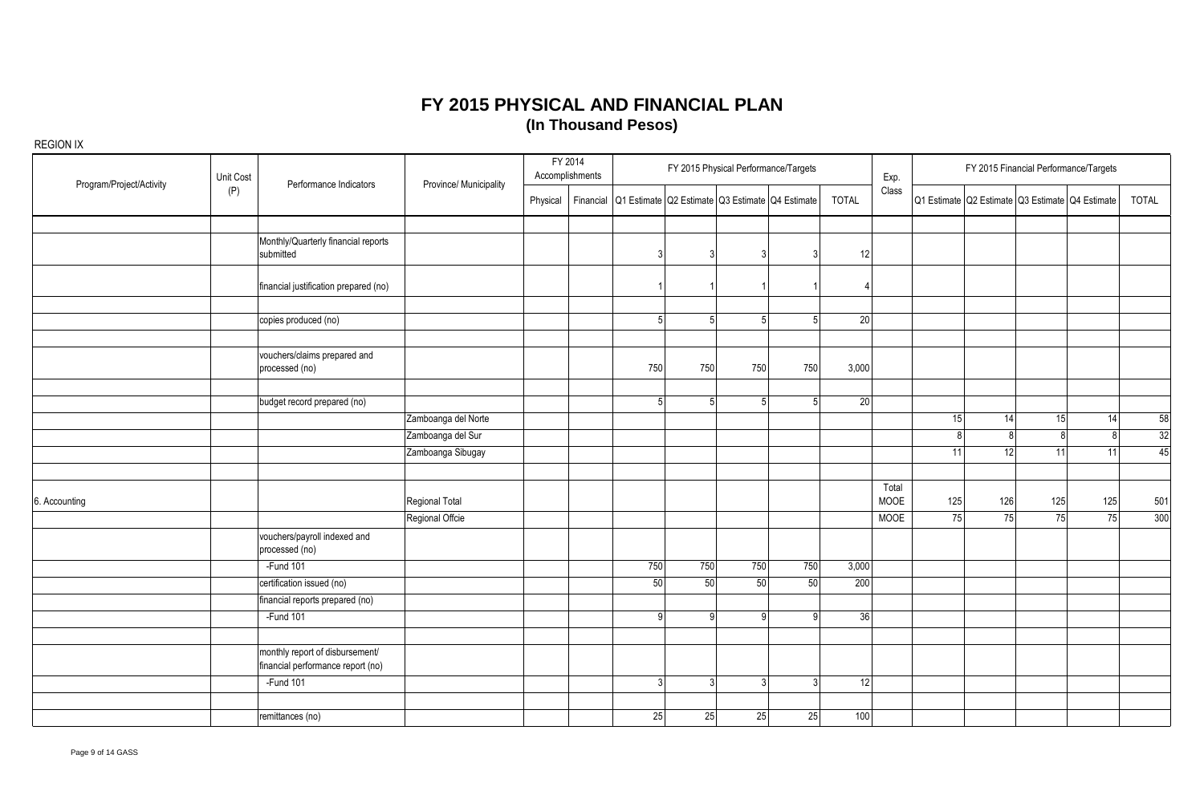# FY 2015 PHYSICAL AND FINANCIAL PLAN
## (In Thousand Pesos)

REGION IX

| Program/Project/Activity | Unit Cost (P) | Performance Indicators | Province/ Municipality | FY 2014 Accomplishments | | FY 2015 Physical Performance/Targets | | | | | Exp. Class | FY 2015 Financial Performance/Targets | | | | |
|---|---|---|---|---|---|---|---|---|---|---|---|---|---|---|---|---|
| | | | | Physical | Financial | Q1 Estimate | Q2 Estimate | Q3 Estimate | Q4 Estimate | TOTAL | | Q1 Estimate | Q2 Estimate | Q3 Estimate | Q4 Estimate | TOTAL |
| | | | | | | | | | | | | | | | | |
| | | Monthly/Quarterly financial reports submitted | | | | 3 | 3 | 3 | 3 | 12 | | | | | | |
| | | financial justification prepared (no) | | | | 1 | 1 | 1 | 1 | 4 | | | | | | |
| | | | | | | | | | | | | | | | | |
| | | copies produced (no) | | | | 5 | 5 | 5 | 5 | 20 | | | | | | |
| | | | | | | | | | | | | | | | | |
| | | vouchers/claims prepared and processed (no) | | | | 750 | 750 | 750 | 750 | 3,000 | | | | | | |
| | | | | | | | | | | | | | | | | |
| | | budget record prepared (no) | | | | 5 | 5 | 5 | 5 | 20 | | | | | | |
| | | | Zamboanga del Norte | | | | | | | | | 15 | 14 | 15 | 14 | 58 |
| | | | Zamboanga del Sur | | | | | | | | | 8 | 8 | 8 | 8 | 32 |
| | | | Zamboanga Sibugay | | | | | | | | | 11 | 12 | 11 | 11 | 45 |
| | | | | | | | | | | | | | | | | |
| 6. Accounting | | | Regional Total | | | | | | | | Total MOOE | 125 | 126 | 125 | 125 | 501 |
| | | | Regional Offcie | | | | | | | | MOOE | 75 | 75 | 75 | 75 | 300 |
| | | vouchers/payroll indexed and processed (no) | | | | | | | | | | | | | | |
| | | -Fund 101 | | | | 750 | 750 | 750 | 750 | 3,000 | | | | | | |
| | | certification issued (no) | | | | 50 | 50 | 50 | 50 | 200 | | | | | | |
| | | financial reports prepared (no) | | | | | | | | | | | | | | |
| | | -Fund 101 | | | | 9 | 9 | 9 | 9 | 36 | | | | | | |
| | | | | | | | | | | | | | | | | |
| | | monthly report of disbursement/ financial performance report (no) | | | | | | | | | | | | | | |
| | | -Fund 101 | | | | 3 | 3 | 3 | 3 | 12 | | | | | | |
| | | | | | | | | | | | | | | | | |
| | | remittances (no) | | | | 25 | 25 | 25 | 25 | 100 | | | | | | |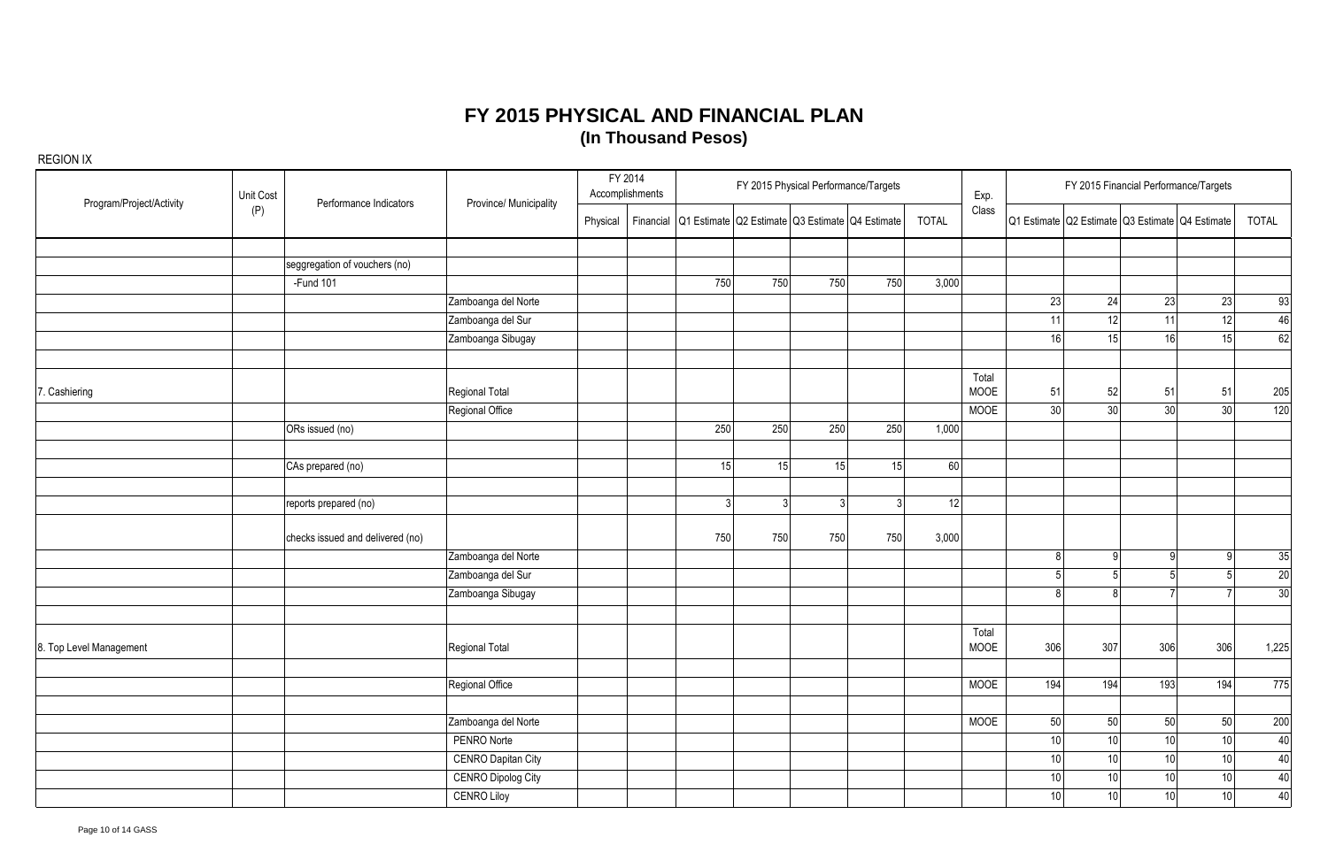# FY 2015 PHYSICAL AND FINANCIAL PLAN
## (In Thousand Pesos)

REGION IX

| Program/Project/Activity | Unit Cost (P) | Performance Indicators | Province/ Municipality | FY 2014 Accomplishments | | FY 2015 Physical Performance/Targets | | | | | Exp. Class | FY 2015 Financial Performance/Targets | | | | |
|---|---|---|---|---|---|---|---|---|---|---|---|---|---|---|---|---|
| | | | | Physical | Financial | Q1 Estimate | Q2 Estimate | Q3 Estimate | Q4 Estimate | TOTAL | | Q1 Estimate | Q2 Estimate | Q3 Estimate | Q4 Estimate | TOTAL |
| | | seggregation of vouchers (no) | | | | | | | | | | | | | | |
| | | -Fund 101 | | | | 750 | 750 | 750 | 750 | 3,000 | | | | | | |
| | | | Zamboanga del Norte | | | | | | | | | 23 | 24 | 23 | 23 | 93 |
| | | | Zamboanga del Sur | | | | | | | | | 11 | 12 | 11 | 12 | 46 |
| | | | Zamboanga Sibugay | | | | | | | | | 16 | 15 | 16 | 15 | 62 |
| 7. Cashiering | | | Regional Total | | | | | | | | Total MOOE | 51 | 52 | 51 | 51 | 205 |
| | | | Regional Office | | | | | | | | MOOE | 30 | 30 | 30 | 30 | 120 |
| | | ORs issued (no) | | | | 250 | 250 | 250 | 250 | 1,000 | | | | | | |
| | | CAs prepared (no) | | | | 15 | 15 | 15 | 15 | 60 | | | | | | |
| | | reports prepared (no) | | | | 3 | 3 | 3 | 3 | 12 | | | | | | |
| | | checks issued and delivered (no) | | | | 750 | 750 | 750 | 750 | 3,000 | | | | | | |
| | | | Zamboanga del Norte | | | | | | | | | 8 | 9 | 9 | 9 | 35 |
| | | | Zamboanga del Sur | | | | | | | | | 5 | 5 | 5 | 5 | 20 |
| | | | Zamboanga Sibugay | | | | | | | | | 8 | 8 | 7 | 7 | 30 |
| 8. Top Level Management | | | Regional Total | | | | | | | | Total MOOE | 306 | 307 | 306 | 306 | 1,225 |
| | | | Regional Office | | | | | | | | MOOE | 194 | 194 | 193 | 194 | 775 |
| | | | Zamboanga del Norte | | | | | | | | MOOE | 50 | 50 | 50 | 50 | 200 |
| | | | PENRO Norte | | | | | | | | | 10 | 10 | 10 | 10 | 40 |
| | | | CENRO Dapitan City | | | | | | | | | 10 | 10 | 10 | 10 | 40 |
| | | | CENRO Dipolog City | | | | | | | | | 10 | 10 | 10 | 10 | 40 |
| | | | CENRO Liloy | | | | | | | | | 10 | 10 | 10 | 10 | 40 |

GASS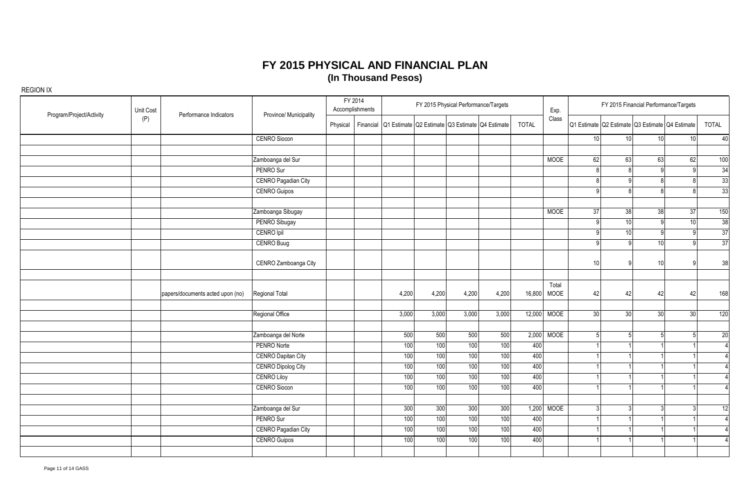# FY 2015 PHYSICAL AND FINANCIAL PLAN
## (In Thousand Pesos)

REGION IX

| Program/Project/Activity | Unit Cost (P) | Performance Indicators | Province/ Municipality | FY 2014 Accomplishments | | FY 2015 Physical Performance/Targets | | | | | Exp. Class | FY 2015 Financial Performance/Targets | | | | |
|---|---|---|---|---|---|---|---|---|---|---|---|---|---|---|---|---|
| | | | | Physical | Financial | Q1 Estimate | Q2 Estimate | Q3 Estimate | Q4 Estimate | TOTAL | | Q1 Estimate | Q2 Estimate | Q3 Estimate | Q4 Estimate | TOTAL |
| | | | CENRO Siocon | | | | | | | | | 10 | 10 | 10 | 10 | 40 |
| | | | | | | | | | | | | | | | | |
| | | | Zamboanga del Sur | | | | | | | | MOOE | 62 | 63 | 63 | 62 | 100 |
| | | | PENRO Sur | | | | | | | | | 8 | 8 | 9 | 9 | 34 |
| | | | CENRO Pagadian City | | | | | | | | | 8 | 9 | 8 | 8 | 33 |
| | | | CENRO Guipos | | | | | | | | | 9 | 8 | 8 | 8 | 33 |
| | | | | | | | | | | | | | | | | |
| | | | Zamboanga Sibugay | | | | | | | | MOOE | 37 | 38 | 38 | 37 | 150 |
| | | | PENRO Sibugay | | | | | | | | | 9 | 10 | 9 | 10 | 38 |
| | | | CENRO Ipil | | | | | | | | | 9 | 10 | 9 | 9 | 37 |
| | | | CENRO Buug | | | | | | | | | 9 | 9 | 10 | 9 | 37 |
| | | | CENRO Zamboanga City | | | | | | | | | 10 | 9 | 10 | 9 | 38 |
| | | | | | | | | | | | | | | | | |
| | | papers/documents acted upon (no) | Regional Total | | | 4,200 | 4,200 | 4,200 | 4,200 | 16,800 | Total MOOE | 42 | 42 | 42 | 42 | 168 |
| | | | | | | | | | | | | | | | | |
| | | | Regional Office | | | 3,000 | 3,000 | 3,000 | 3,000 | 12,000 | MOOE | 30 | 30 | 30 | 30 | 120 |
| | | | | | | | | | | | | | | | | |
| | | | Zamboanga del Norte | | | 500 | 500 | 500 | 500 | 2,000 | MOOE | 5 | 5 | 5 | 5 | 20 |
| | | | PENRO Norte | | | 100 | 100 | 100 | 100 | 400 | | 1 | 1 | 1 | 1 | 4 |
| | | | CENRO Dapitan City | | | 100 | 100 | 100 | 100 | 400 | | 1 | 1 | 1 | 1 | 4 |
| | | | CENRO Dipolog City | | | 100 | 100 | 100 | 100 | 400 | | 1 | 1 | 1 | 1 | 4 |
| | | | CENRO Liloy | | | 100 | 100 | 100 | 100 | 400 | | 1 | 1 | 1 | 1 | 4 |
| | | | CENRO Siocon | | | 100 | 100 | 100 | 100 | 400 | | 1 | 1 | 1 | 1 | 4 |
| | | | | | | | | | | | | | | | | |
| | | | Zamboanga del Sur | | | 300 | 300 | 300 | 300 | 1,200 | MOOE | 3 | 3 | 3 | 3 | 12 |
| | | | PENRO Sur | | | 100 | 100 | 100 | 100 | 400 | | 1 | 1 | 1 | 1 | 4 |
| | | | CENRO Pagadian City | | | 100 | 100 | 100 | 100 | 400 | | 1 | 1 | 1 | 1 | 4 |
| | | | CENRO Guipos | | | 100 | 100 | 100 | 100 | 400 | | 1 | 1 | 1 | 1 | 4 |
| | | | | | | | | | | | | | | | | |

GASS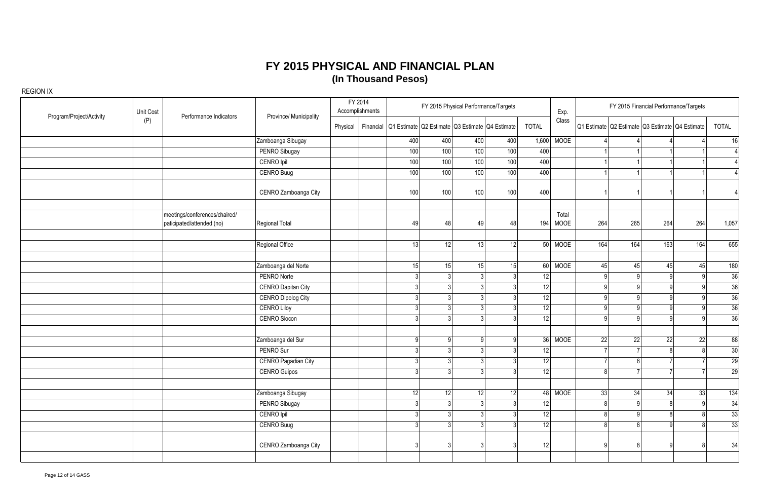# FY 2015 PHYSICAL AND FINANCIAL PLAN
## (In Thousand Pesos)

REGION IX

| Program/Project/Activity | Unit Cost (P) | Performance Indicators | Province/ Municipality | FY 2014 Accomplishments | | FY 2015 Physical Performance/Targets | | | | | Exp. Class | FY 2015 Financial Performance/Targets | | | | |
|---|---|---|---|---|---|---|---|---|---|---|---|---|---|---|---|---|
| | | | | Physical | Financial | Q1 Estimate | Q2 Estimate | Q3 Estimate | Q4 Estimate | TOTAL | | Q1 Estimate | Q2 Estimate | Q3 Estimate | Q4 Estimate | TOTAL |
| | | | Zamboanga Sibugay | | | 400 | 400 | 400 | 400 | 1,600 | MOOE | 4 | 4 | 4 | 4 | 16 |
| | | | PENRO Sibugay | | | 100 | 100 | 100 | 100 | 400 | | 1 | 1 | 1 | 1 | 4 |
| | | | CENRO Ipil | | | 100 | 100 | 100 | 100 | 400 | | 1 | 1 | 1 | 1 | 4 |
| | | | CENRO Buug | | | 100 | 100 | 100 | 100 | 400 | | 1 | 1 | 1 | 1 | 4 |
| | | | CENRO Zamboanga City | | | 100 | 100 | 100 | 100 | 400 | | 1 | 1 | 1 | 1 | 4 |
| | | | | | | | | | | | | | | | | |
| | | meetings/conferences/chaired/ paticipated/attended (no) | Regional Total | | | 49 | 48 | 49 | 48 | 194 | Total MOOE | 264 | 265 | 264 | 264 | 1,057 |
| | | | | | | | | | | | | | | | | |
| | | | Regional Office | | | 13 | 12 | 13 | 12 | 50 | MOOE | 164 | 164 | 163 | 164 | 655 |
| | | | | | | | | | | | | | | | | |
| | | | Zamboanga del Norte | | | 15 | 15 | 15 | 15 | 60 | MOOE | 45 | 45 | 45 | 45 | 180 |
| | | | PENRO Norte | | | 3 | 3 | 3 | 3 | 12 | | 9 | 9 | 9 | 9 | 36 |
| | | | CENRO Dapitan City | | | 3 | 3 | 3 | 3 | 12 | | 9 | 9 | 9 | 9 | 36 |
| | | | CENRO Dipolog City | | | 3 | 3 | 3 | 3 | 12 | | 9 | 9 | 9 | 9 | 36 |
| | | | CENRO Liloy | | | 3 | 3 | 3 | 3 | 12 | | 9 | 9 | 9 | 9 | 36 |
| | | | CENRO Siocon | | | 3 | 3 | 3 | 3 | 12 | | 9 | 9 | 9 | 9 | 36 |
| | | | | | | | | | | | | | | | | |
| | | | Zamboanga del Sur | | | 9 | 9 | 9 | 9 | 36 | MOOE | 22 | 22 | 22 | 22 | 88 |
| | | | PENRO Sur | | | 3 | 3 | 3 | 3 | 12 | | 7 | 7 | 8 | 8 | 30 |
| | | | CENRO Pagadian City | | | 3 | 3 | 3 | 3 | 12 | | 7 | 8 | 7 | 7 | 29 |
| | | | CENRO Guipos | | | 3 | 3 | 3 | 3 | 12 | | 8 | 7 | 7 | 7 | 29 |
| | | | | | | | | | | | | | | | | |
| | | | Zamboanga Sibugay | | | 12 | 12 | 12 | 12 | 48 | MOOE | 33 | 34 | 34 | 33 | 134 |
| | | | PENRO Sibugay | | | 3 | 3 | 3 | 3 | 12 | | 8 | 9 | 8 | 9 | 34 |
| | | | CENRO Ipil | | | 3 | 3 | 3 | 3 | 12 | | 8 | 9 | 8 | 8 | 33 |
| | | | CENRO Buug | | | 3 | 3 | 3 | 3 | 12 | | 8 | 8 | 9 | 8 | 33 |
| | | | CENRO Zamboanga City | | | 3 | 3 | 3 | 3 | 12 | | 9 | 8 | 9 | 8 | 34 |
| | | | | | | | | | | | | | | | | |

Page 12 of 14 GASS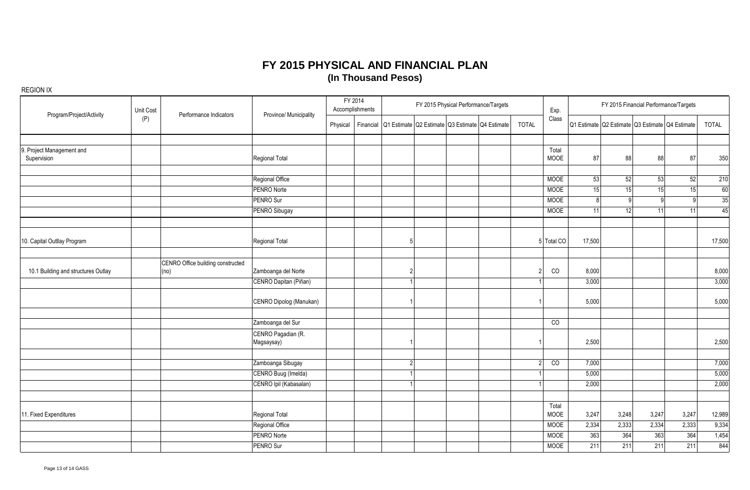# FY 2015 PHYSICAL AND FINANCIAL PLAN
## (In Thousand Pesos)

REGION IX

| Program/Project/Activity | Unit Cost (P) | Performance Indicators | Province/ Municipality | FY 2014 Accomplishments | | FY 2015 Physical Performance/Targets | | | | | Exp. Class | FY 2015 Financial Performance/Targets | | | | |
|---|---|---|---|---|---|---|---|---|---|---|---|---|---|---|---|---|
| | | | | Physical | Financial | Q1 Estimate | Q2 Estimate | Q3 Estimate | Q4 Estimate | TOTAL | | Q1 Estimate | Q2 Estimate | Q3 Estimate | Q4 Estimate | TOTAL |
| 9. Project Management and Supervision | | | Regional Total | | | | | | | | Total MOOE | 87 | 88 | 88 | 87 | 350 |
| | | | Regional Office | | | | | | | | MOOE | 53 | 52 | 53 | 52 | 210 |
| | | | PENRO Norte | | | | | | | | MOOE | 15 | 15 | 15 | 15 | 60 |
| | | | PENRO Sur | | | | | | | | MOOE | 8 | 9 | 9 | 9 | 35 |
| | | | PENRO Sibugay | | | | | | | | MOOE | 11 | 12 | 11 | 11 | 45 |
| 10. Capital Outlay Program | | | Regional Total | | | 5 | | | | 5 | Total CO | 17,500 | | | | 17,500 |
| 10.1 Building and structures Outlay | | CENRO Office building constructed (no) | Zamboanga del Norte | | | 2 | | | | 2 | CO | 8,000 | | | | 8,000 |
| | | | CENRO Dapitan (Piñan) | | | 1 | | | | 1 | | 3,000 | | | | 3,000 |
| | | | CENRO Dipolog (Manukan) | | | 1 | | | | 1 | | 5,000 | | | | 5,000 |
| | | | Zamboanga del Sur | | | | | | | | CO | | | | | |
| | | | CENRO Pagadian (R. Magsaysay) | | | 1 | | | | 1 | | 2,500 | | | | 2,500 |
| | | | Zamboanga Sibugay | | | 2 | | | | 2 | CO | 7,000 | | | | 7,000 |
| | | | CENRO Buug (Imelda) | | | 1 | | | | 1 | | 5,000 | | | | 5,000 |
| | | | CENRO Ipil (Kabasalan) | | | 1 | | | | 1 | | 2,000 | | | | 2,000 |
| 11. Fixed Expenditures | | | Regional Total | | | | | | | | Total MOOE | 3,247 | 3,248 | 3,247 | 3,247 | 12,989 |
| | | | Regional Office | | | | | | | | MOOE | 2,334 | 2,333 | 2,334 | 2,333 | 9,334 |
| | | | PENRO Norte | | | | | | | | MOOE | 363 | 364 | 363 | 364 | 1,454 |
| | | | PENRO Sur | | | | | | | | MOOE | 211 | 211 | 211 | 211 | 844 |

Page 13 of 14 GASS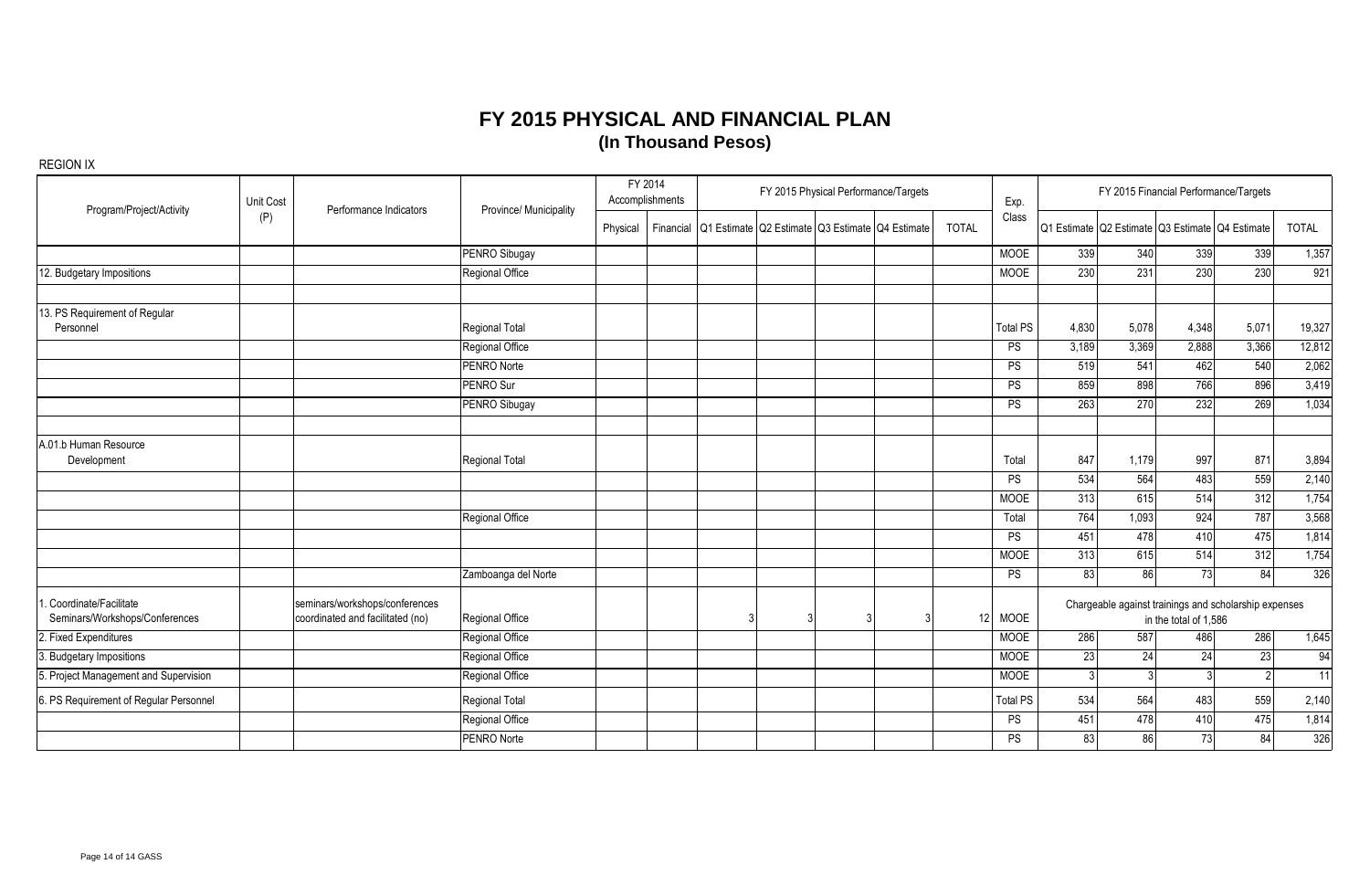# FY 2015 PHYSICAL AND FINANCIAL PLAN
## (In Thousand Pesos)

REGION IX

| Program/Project/Activity | Unit Cost (P) | Performance Indicators | Province/ Municipality | FY 2014 Accomplishments | | FY 2015 Physical Performance/Targets | | | | | Exp. Class | FY 2015 Financial Performance/Targets | | | | |
|---|---|---|---|---|---|---|---|---|---|---|---|---|---|---|---|---|
| | | | | Physical | Financial | Q1 Estimate | Q2 Estimate | Q3 Estimate | Q4 Estimate | TOTAL | | Q1 Estimate | Q2 Estimate | Q3 Estimate | Q4 Estimate | TOTAL |
| | | | PENRO Sibugay | | | | | | | | MOOE | 339 | 340 | 339 | 339 | 1,357 |
| 12. Budgetary Impositions | | | Regional Office | | | | | | | | MOOE | 230 | 231 | 230 | 230 | 921 |
| | | | | | | | | | | | | | | | | |
| 13. PS Requirement of Regular Personnel | | | Regional Total | | | | | | | | Total PS | 4,830 | 5,078 | 4,348 | 5,071 | 19,327 |
| | | | Regional Office | | | | | | | | PS | 3,189 | 3,369 | 2,888 | 3,366 | 12,812 |
| | | | PENRO Norte | | | | | | | | PS | 519 | 541 | 462 | 540 | 2,062 |
| | | | PENRO Sur | | | | | | | | PS | 859 | 898 | 766 | 896 | 3,419 |
| | | | PENRO Sibugay | | | | | | | | PS | 263 | 270 | 232 | 269 | 1,034 |
| | | | | | | | | | | | | | | | | |
| A.01.b Human Resource Development | | | Regional Total | | | | | | | | Total | 847 | 1,179 | 997 | 871 | 3,894 |
| | | | | | | | | | | | PS | 534 | 564 | 483 | 559 | 2,140 |
| | | | | | | | | | | | MOOE | 313 | 615 | 514 | 312 | 1,754 |
| | | | Regional Office | | | | | | | | Total | 764 | 1,093 | 924 | 787 | 3,568 |
| | | | | | | | | | | | PS | 451 | 478 | 410 | 475 | 1,814 |
| | | | | | | | | | | | MOOE | 313 | 615 | 514 | 312 | 1,754 |
| | | | Zamboanga del Norte | | | | | | | | PS | 83 | 86 | 73 | 84 | 326 |
| 1. Coordinate/Facilitate Seminars/Workshops/Conferences | | seminars/workshops/conferences coordinated and facilitated (no) | Regional Office | | | 3 | 3 | 3 | 3 | 12 | MOOE | Chargeable against trainings and scholarship expenses in the total of 1,586 | | | | |
| 2. Fixed Expenditures | | | Regional Office | | | | | | | | MOOE | 286 | 587 | 486 | 286 | 1,645 |
| 3. Budgetary Impositions | | | Regional Office | | | | | | | | MOOE | 23 | 24 | 24 | 23 | 94 |
| 5. Project Management and Supervision | | | Regional Office | | | | | | | | MOOE | 3 | 3 | 3 | 2 | 11 |
| 6. PS Requirement of Regular Personnel | | | Regional Total | | | | | | | | Total PS | 534 | 564 | 483 | 559 | 2,140 |
| | | | Regional Office | | | | | | | | PS | 451 | 478 | 410 | 475 | 1,814 |
| | | | PENRO Norte | | | | | | | | PS | 83 | 86 | 73 | 84 | 326 |